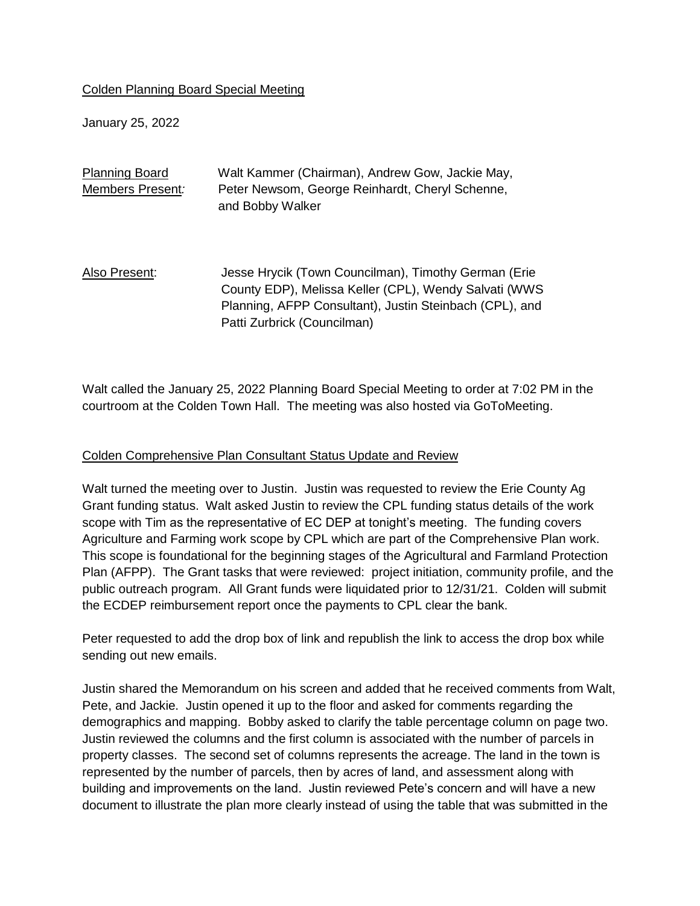Colden Planning Board Special Meeting

January 25, 2022

| | |
|---|---|
| Planning Board Members Present: | Walt Kammer (Chairman), Andrew Gow, Jackie May, Peter Newsom, George Reinhardt, Cheryl Schenne, and Bobby Walker |
| Also Present: | Jesse Hrycik (Town Councilman), Timothy German (Erie County EDP), Melissa Keller (CPL), Wendy Salvati (WWS Planning, AFPP Consultant), Justin Steinbach (CPL), and Patti Zurbrick (Councilman) |

Walt called the January 25, 2022 Planning Board Special Meeting to order at 7:02 PM in the courtroom at the Colden Town Hall. The meeting was also hosted via GoToMeeting.

Colden Comprehensive Plan Consultant Status Update and Review

Walt turned the meeting over to Justin. Justin was requested to review the Erie County Ag Grant funding status. Walt asked Justin to review the CPL funding status details of the work scope with Tim as the representative of EC DEP at tonight's meeting. The funding covers Agriculture and Farming work scope by CPL which are part of the Comprehensive Plan work. This scope is foundational for the beginning stages of the Agricultural and Farmland Protection Plan (AFPP). The Grant tasks that were reviewed: project initiation, community profile, and the public outreach program. All Grant funds were liquidated prior to 12/31/21. Colden will submit the ECDEP reimbursement report once the payments to CPL clear the bank.

Peter requested to add the drop box of link and republish the link to access the drop box while sending out new emails.

Justin shared the Memorandum on his screen and added that he received comments from Walt, Pete, and Jackie. Justin opened it up to the floor and asked for comments regarding the demographics and mapping. Bobby asked to clarify the table percentage column on page two. Justin reviewed the columns and the first column is associated with the number of parcels in property classes. The second set of columns represents the acreage. The land in the town is represented by the number of parcels, then by acres of land, and assessment along with building and improvements on the land. Justin reviewed Pete's concern and will have a new document to illustrate the plan more clearly instead of using the table that was submitted in the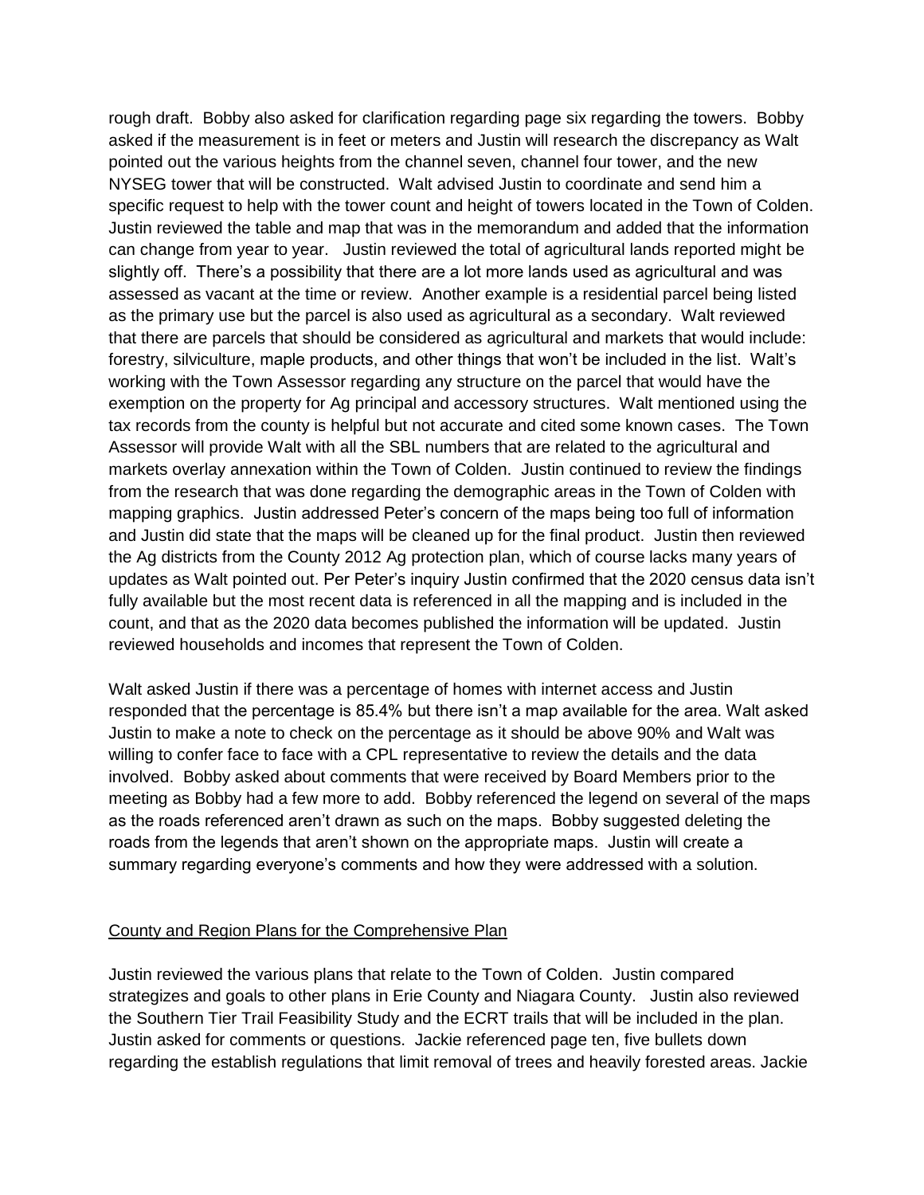rough draft. Bobby also asked for clarification regarding page six regarding the towers. Bobby asked if the measurement is in feet or meters and Justin will research the discrepancy as Walt pointed out the various heights from the channel seven, channel four tower, and the new NYSEG tower that will be constructed. Walt advised Justin to coordinate and send him a specific request to help with the tower count and height of towers located in the Town of Colden. Justin reviewed the table and map that was in the memorandum and added that the information can change from year to year. Justin reviewed the total of agricultural lands reported might be slightly off. There's a possibility that there are a lot more lands used as agricultural and was assessed as vacant at the time or review. Another example is a residential parcel being listed as the primary use but the parcel is also used as agricultural as a secondary. Walt reviewed that there are parcels that should be considered as agricultural and markets that would include: forestry, silviculture, maple products, and other things that won't be included in the list. Walt's working with the Town Assessor regarding any structure on the parcel that would have the exemption on the property for Ag principal and accessory structures. Walt mentioned using the tax records from the county is helpful but not accurate and cited some known cases. The Town Assessor will provide Walt with all the SBL numbers that are related to the agricultural and markets overlay annexation within the Town of Colden. Justin continued to review the findings from the research that was done regarding the demographic areas in the Town of Colden with mapping graphics. Justin addressed Peter's concern of the maps being too full of information and Justin did state that the maps will be cleaned up for the final product. Justin then reviewed the Ag districts from the County 2012 Ag protection plan, which of course lacks many years of updates as Walt pointed out. Per Peter's inquiry Justin confirmed that the 2020 census data isn't fully available but the most recent data is referenced in all the mapping and is included in the count, and that as the 2020 data becomes published the information will be updated. Justin reviewed households and incomes that represent the Town of Colden.

Walt asked Justin if there was a percentage of homes with internet access and Justin responded that the percentage is 85.4% but there isn't a map available for the area. Walt asked Justin to make a note to check on the percentage as it should be above 90% and Walt was willing to confer face to face with a CPL representative to review the details and the data involved. Bobby asked about comments that were received by Board Members prior to the meeting as Bobby had a few more to add. Bobby referenced the legend on several of the maps as the roads referenced aren't drawn as such on the maps. Bobby suggested deleting the roads from the legends that aren't shown on the appropriate maps. Justin will create a summary regarding everyone's comments and how they were addressed with a solution.

<u>County and Region Plans for the Comprehensive Plan</u>

Justin reviewed the various plans that relate to the Town of Colden. Justin compared strategizes and goals to other plans in Erie County and Niagara County. Justin also reviewed the Southern Tier Trail Feasibility Study and the ECRT trails that will be included in the plan. Justin asked for comments or questions. Jackie referenced page ten, five bullets down regarding the establish regulations that limit removal of trees and heavily forested areas. Jackie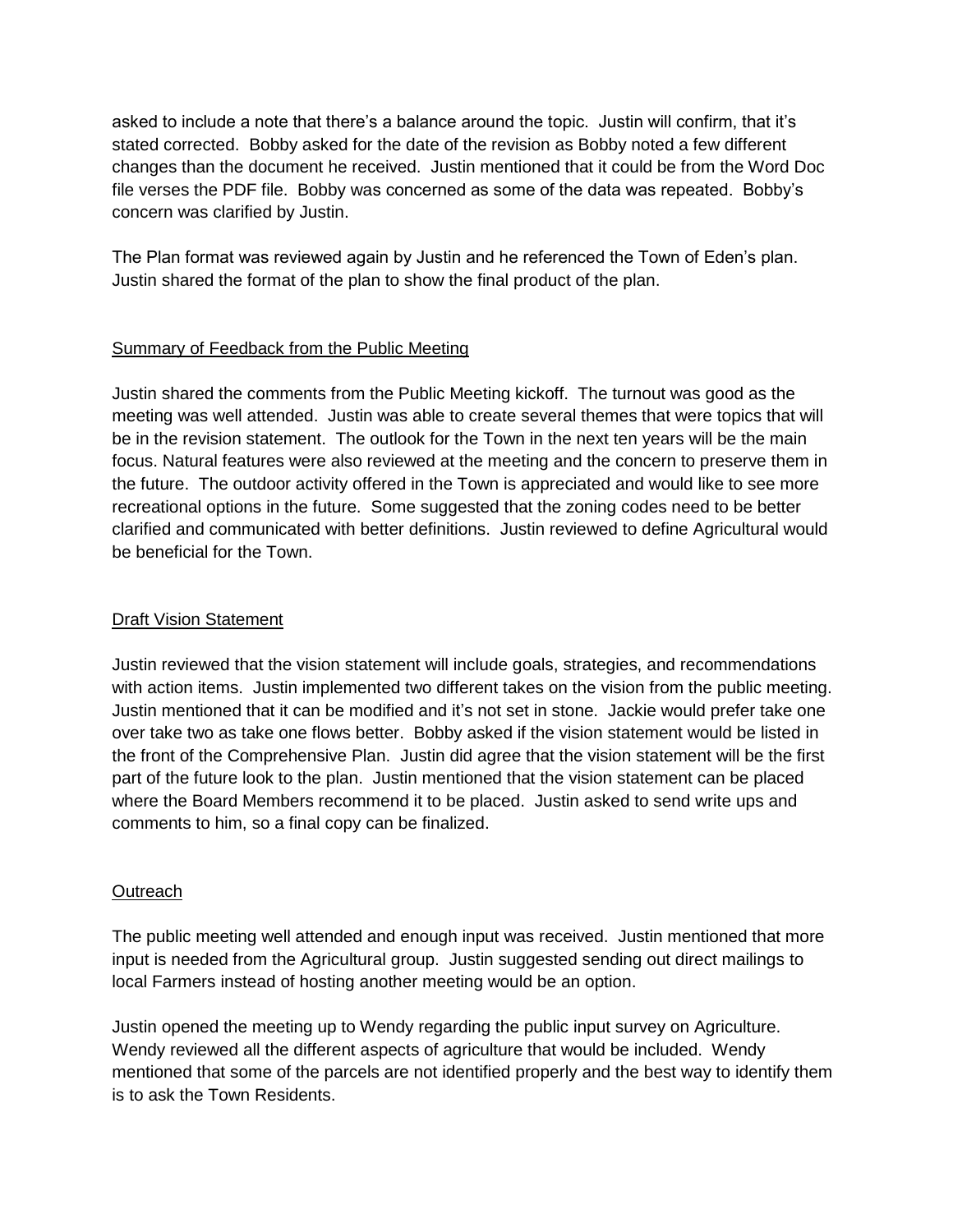asked to include a note that there's a balance around the topic. Justin will confirm, that it's stated corrected. Bobby asked for the date of the revision as Bobby noted a few different changes than the document he received. Justin mentioned that it could be from the Word Doc file verses the PDF file. Bobby was concerned as some of the data was repeated. Bobby's concern was clarified by Justin.

The Plan format was reviewed again by Justin and he referenced the Town of Eden's plan. Justin shared the format of the plan to show the final product of the plan.

<u>Summary of Feedback from the Public Meeting</u>

Justin shared the comments from the Public Meeting kickoff. The turnout was good as the meeting was well attended. Justin was able to create several themes that were topics that will be in the revision statement. The outlook for the Town in the next ten years will be the main focus. Natural features were also reviewed at the meeting and the concern to preserve them in the future. The outdoor activity offered in the Town is appreciated and would like to see more recreational options in the future. Some suggested that the zoning codes need to be better clarified and communicated with better definitions. Justin reviewed to define Agricultural would be beneficial for the Town.

<u>Draft Vision Statement</u>

Justin reviewed that the vision statement will include goals, strategies, and recommendations with action items. Justin implemented two different takes on the vision from the public meeting. Justin mentioned that it can be modified and it's not set in stone. Jackie would prefer take one over take two as take one flows better. Bobby asked if the vision statement would be listed in the front of the Comprehensive Plan. Justin did agree that the vision statement will be the first part of the future look to the plan. Justin mentioned that the vision statement can be placed where the Board Members recommend it to be placed. Justin asked to send write ups and comments to him, so a final copy can be finalized.

<u>Outreach</u>

The public meeting well attended and enough input was received. Justin mentioned that more input is needed from the Agricultural group. Justin suggested sending out direct mailings to local Farmers instead of hosting another meeting would be an option.

Justin opened the meeting up to Wendy regarding the public input survey on Agriculture. Wendy reviewed all the different aspects of agriculture that would be included. Wendy mentioned that some of the parcels are not identified properly and the best way to identify them is to ask the Town Residents.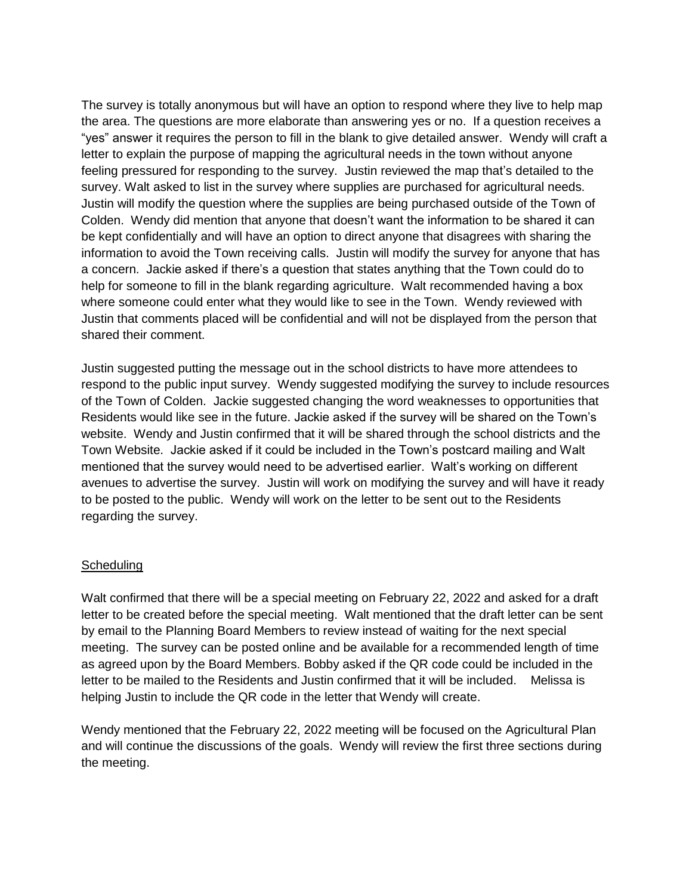The survey is totally anonymous but will have an option to respond where they live to help map the area. The questions are more elaborate than answering yes or no. If a question receives a "yes" answer it requires the person to fill in the blank to give detailed answer. Wendy will craft a letter to explain the purpose of mapping the agricultural needs in the town without anyone feeling pressured for responding to the survey. Justin reviewed the map that's detailed to the survey. Walt asked to list in the survey where supplies are purchased for agricultural needs. Justin will modify the question where the supplies are being purchased outside of the Town of Colden. Wendy did mention that anyone that doesn't want the information to be shared it can be kept confidentially and will have an option to direct anyone that disagrees with sharing the information to avoid the Town receiving calls. Justin will modify the survey for anyone that has a concern. Jackie asked if there's a question that states anything that the Town could do to help for someone to fill in the blank regarding agriculture. Walt recommended having a box where someone could enter what they would like to see in the Town. Wendy reviewed with Justin that comments placed will be confidential and will not be displayed from the person that shared their comment.

Justin suggested putting the message out in the school districts to have more attendees to respond to the public input survey. Wendy suggested modifying the survey to include resources of the Town of Colden. Jackie suggested changing the word weaknesses to opportunities that Residents would like see in the future. Jackie asked if the survey will be shared on the Town's website. Wendy and Justin confirmed that it will be shared through the school districts and the Town Website. Jackie asked if it could be included in the Town's postcard mailing and Walt mentioned that the survey would need to be advertised earlier. Walt's working on different avenues to advertise the survey. Justin will work on modifying the survey and will have it ready to be posted to the public. Wendy will work on the letter to be sent out to the Residents regarding the survey.

## Scheduling

Walt confirmed that there will be a special meeting on February 22, 2022 and asked for a draft letter to be created before the special meeting. Walt mentioned that the draft letter can be sent by email to the Planning Board Members to review instead of waiting for the next special meeting. The survey can be posted online and be available for a recommended length of time as agreed upon by the Board Members. Bobby asked if the QR code could be included in the letter to be mailed to the Residents and Justin confirmed that it will be included. Melissa is helping Justin to include the QR code in the letter that Wendy will create.

Wendy mentioned that the February 22, 2022 meeting will be focused on the Agricultural Plan and will continue the discussions of the goals. Wendy will review the first three sections during the meeting.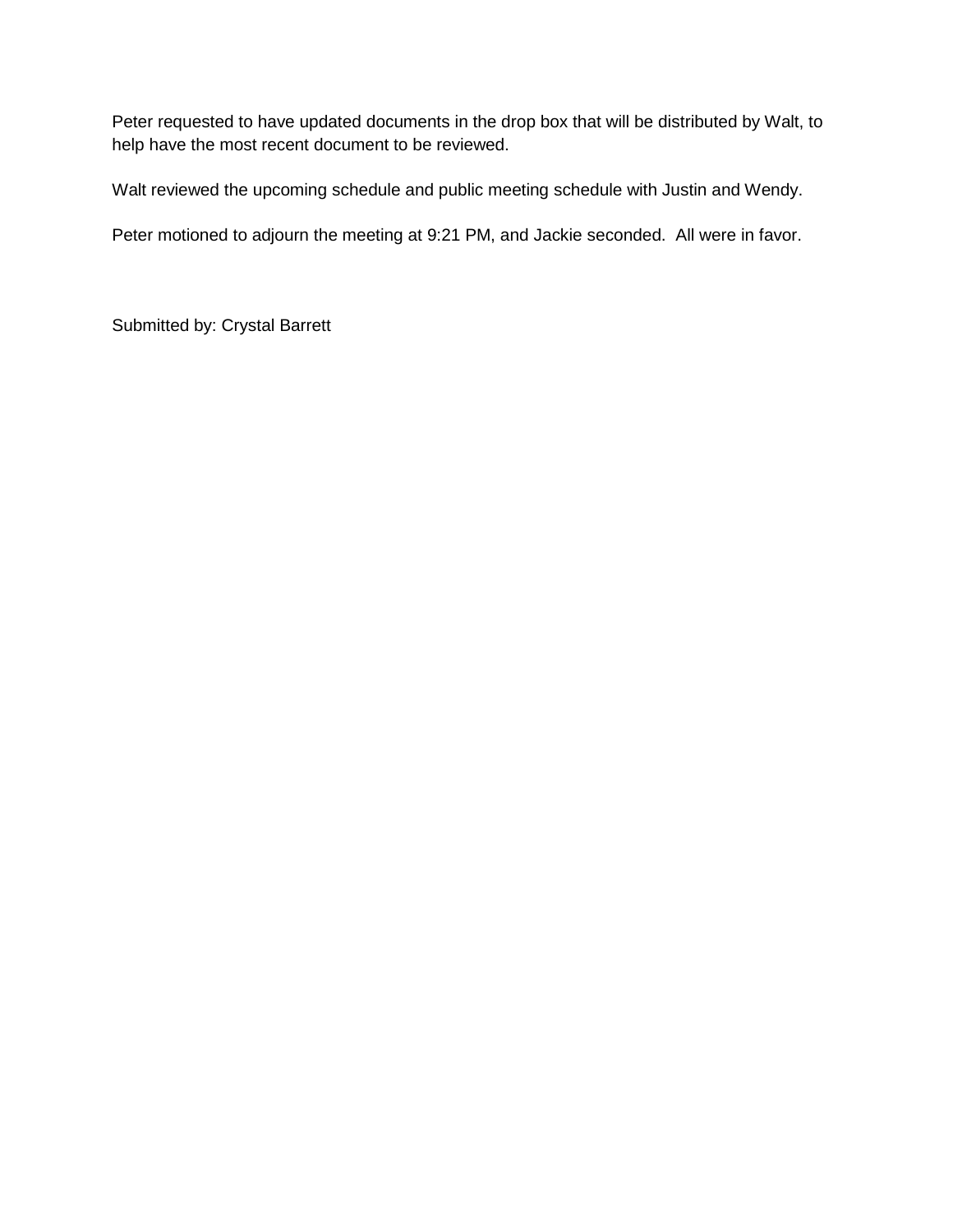Peter requested to have updated documents in the drop box that will be distributed by Walt, to help have the most recent document to be reviewed.

Walt reviewed the upcoming schedule and public meeting schedule with Justin and Wendy.

Peter motioned to adjourn the meeting at 9:21 PM, and Jackie seconded. All were in favor.

Submitted by: Crystal Barrett